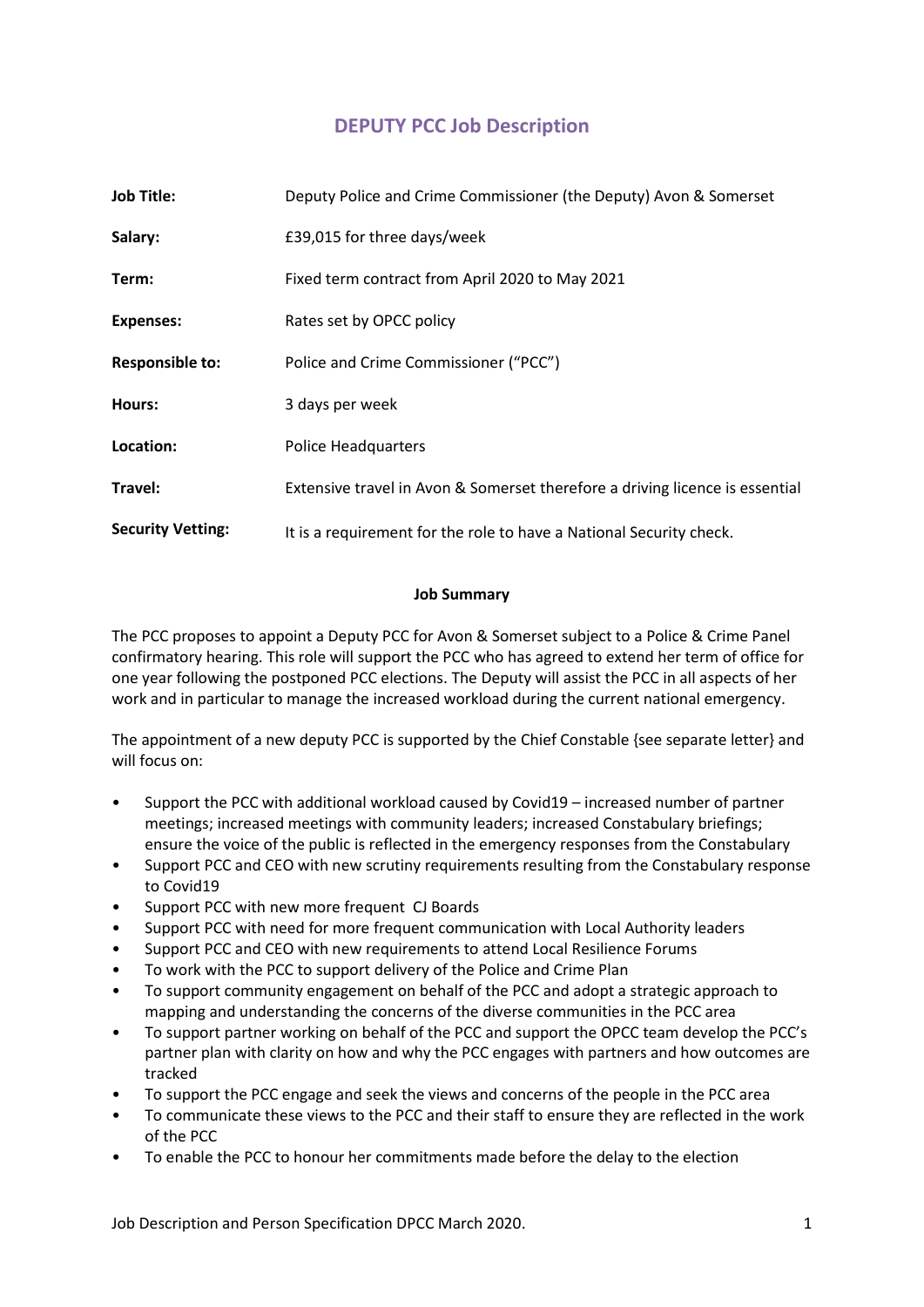# DEPUTY PCC Job Description

| | |
|---|---|
| **Job Title:** | Deputy Police and Crime Commissioner (the Deputy) Avon & Somerset |
| **Salary:** | £39,015 for three days/week |
| **Term:** | Fixed term contract from April 2020 to May 2021 |
| **Expenses:** | Rates set by OPCC policy |
| **Responsible to:** | Police and Crime Commissioner ("PCC") |
| **Hours:** | 3 days per week |
| **Location:** | Police Headquarters |
| **Travel:** | Extensive travel in Avon & Somerset therefore a driving licence is essential |
| **Security Vetting:** | It is a requirement for the role to have a National Security check. |

**Job Summary**

The PCC proposes to appoint a Deputy PCC for Avon & Somerset subject to a Police & Crime Panel confirmatory hearing. This role will support the PCC who has agreed to extend her term of office for one year following the postponed PCC elections. The Deputy will assist the PCC in all aspects of her work and in particular to manage the increased workload during the current national emergency.

The appointment of a new deputy PCC is supported by the Chief Constable {see separate letter} and will focus on:

- Support the PCC with additional workload caused by Covid19 – increased number of partner meetings; increased meetings with community leaders; increased Constabulary briefings; ensure the voice of the public is reflected in the emergency responses from the Constabulary
- Support PCC and CEO with new scrutiny requirements resulting from the Constabulary response to Covid19
- Support PCC with new more frequent CJ Boards
- Support PCC with need for more frequent communication with Local Authority leaders
- Support PCC and CEO with new requirements to attend Local Resilience Forums
- To work with the PCC to support delivery of the Police and Crime Plan
- To support community engagement on behalf of the PCC and adopt a strategic approach to mapping and understanding the concerns of the diverse communities in the PCC area
- To support partner working on behalf of the PCC and support the OPCC team develop the PCC's partner plan with clarity on how and why the PCC engages with partners and how outcomes are tracked
- To support the PCC engage and seek the views and concerns of the people in the PCC area
- To communicate these views to the PCC and their staff to ensure they are reflected in the work of the PCC
- To enable the PCC to honour her commitments made before the delay to the election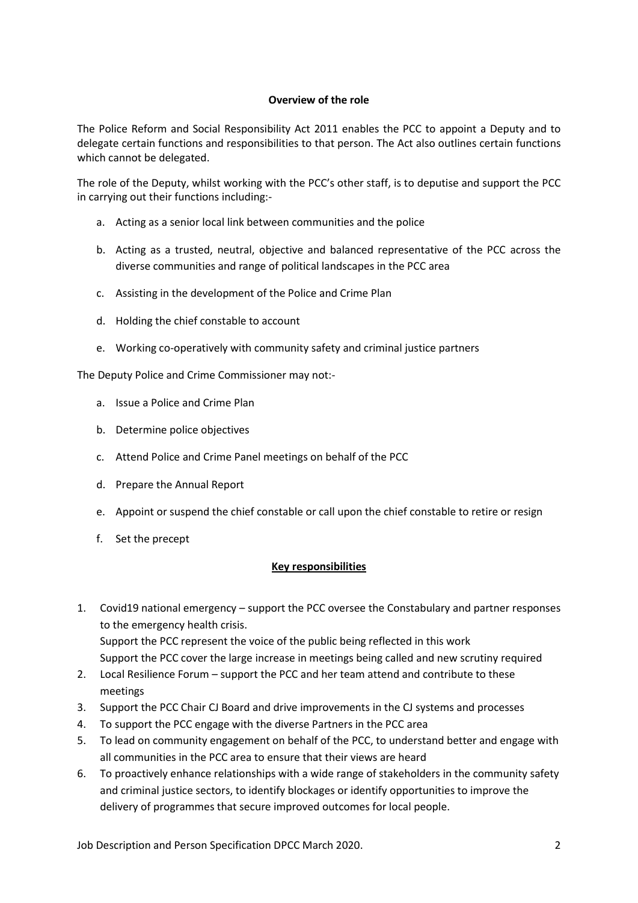**Overview of the role**

The Police Reform and Social Responsibility Act 2011 enables the PCC to appoint a Deputy and to delegate certain functions and responsibilities to that person. The Act also outlines certain functions which cannot be delegated.

The role of the Deputy, whilst working with the PCC's other staff, is to deputise and support the PCC in carrying out their functions including:-

a. Acting as a senior local link between communities and the police
b. Acting as a trusted, neutral, objective and balanced representative of the PCC across the diverse communities and range of political landscapes in the PCC area
c. Assisting in the development of the Police and Crime Plan
d. Holding the chief constable to account
e. Working co-operatively with community safety and criminal justice partners

The Deputy Police and Crime Commissioner may not:-

a. Issue a Police and Crime Plan
b. Determine police objectives
c. Attend Police and Crime Panel meetings on behalf of the PCC
d. Prepare the Annual Report
e. Appoint or suspend the chief constable or call upon the chief constable to retire or resign
f. Set the precept

**Key responsibilities**

1. Covid19 national emergency – support the PCC oversee the Constabulary and partner responses to the emergency health crisis.
   Support the PCC represent the voice of the public being reflected in this work
   Support the PCC cover the large increase in meetings being called and new scrutiny required
2. Local Resilience Forum – support the PCC and her team attend and contribute to these meetings
3. Support the PCC Chair CJ Board and drive improvements in the CJ systems and processes
4. To support the PCC engage with the diverse Partners in the PCC area
5. To lead on community engagement on behalf of the PCC, to understand better and engage with all communities in the PCC area to ensure that their views are heard
6. To proactively enhance relationships with a wide range of stakeholders in the community safety and criminal justice sectors, to identify blockages or identify opportunities to improve the delivery of programmes that secure improved outcomes for local people.

Job Description and Person Specification DPCC March 2020.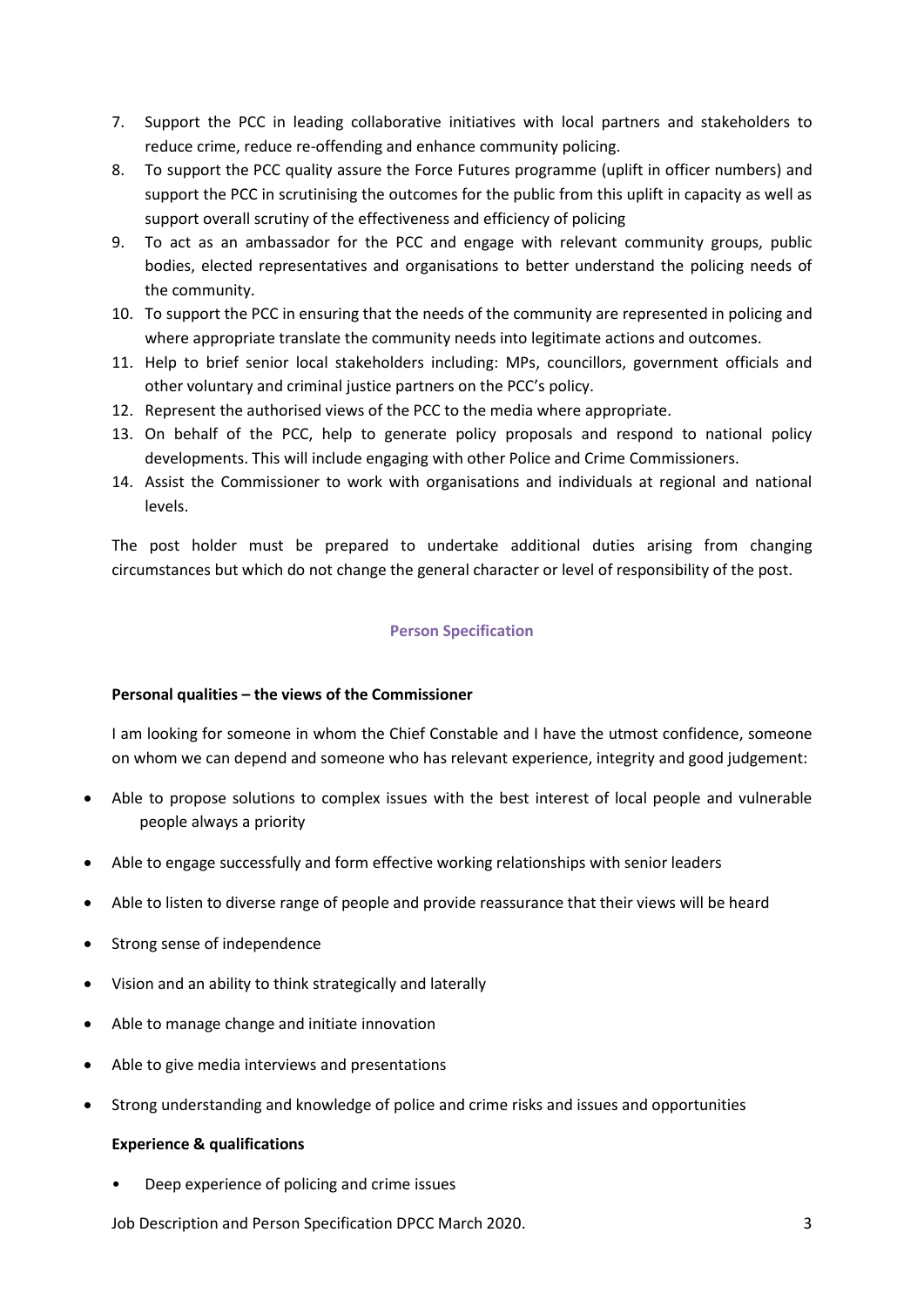7. Support the PCC in leading collaborative initiatives with local partners and stakeholders to reduce crime, reduce re-offending and enhance community policing.
8. To support the PCC quality assure the Force Futures programme (uplift in officer numbers) and support the PCC in scrutinising the outcomes for the public from this uplift in capacity as well as support overall scrutiny of the effectiveness and efficiency of policing
9. To act as an ambassador for the PCC and engage with relevant community groups, public bodies, elected representatives and organisations to better understand the policing needs of the community.
10. To support the PCC in ensuring that the needs of the community are represented in policing and where appropriate translate the community needs into legitimate actions and outcomes.
11. Help to brief senior local stakeholders including: MPs, councillors, government officials and other voluntary and criminal justice partners on the PCC's policy.
12. Represent the authorised views of the PCC to the media where appropriate.
13. On behalf of the PCC, help to generate policy proposals and respond to national policy developments. This will include engaging with other Police and Crime Commissioners.
14. Assist the Commissioner to work with organisations and individuals at regional and national levels.

The post holder must be prepared to undertake additional duties arising from changing circumstances but which do not change the general character or level of responsibility of the post.

## Person Specification

**Personal qualities – the views of the Commissioner**

I am looking for someone in whom the Chief Constable and I have the utmost confidence, someone on whom we can depend and someone who has relevant experience, integrity and good judgement:

- Able to propose solutions to complex issues with the best interest of local people and vulnerable people always a priority
- Able to engage successfully and form effective working relationships with senior leaders
- Able to listen to diverse range of people and provide reassurance that their views will be heard
- Strong sense of independence
- Vision and an ability to think strategically and laterally
- Able to manage change and initiate innovation
- Able to give media interviews and presentations
- Strong understanding and knowledge of police and crime risks and issues and opportunities

**Experience & qualifications**

- Deep experience of policing and crime issues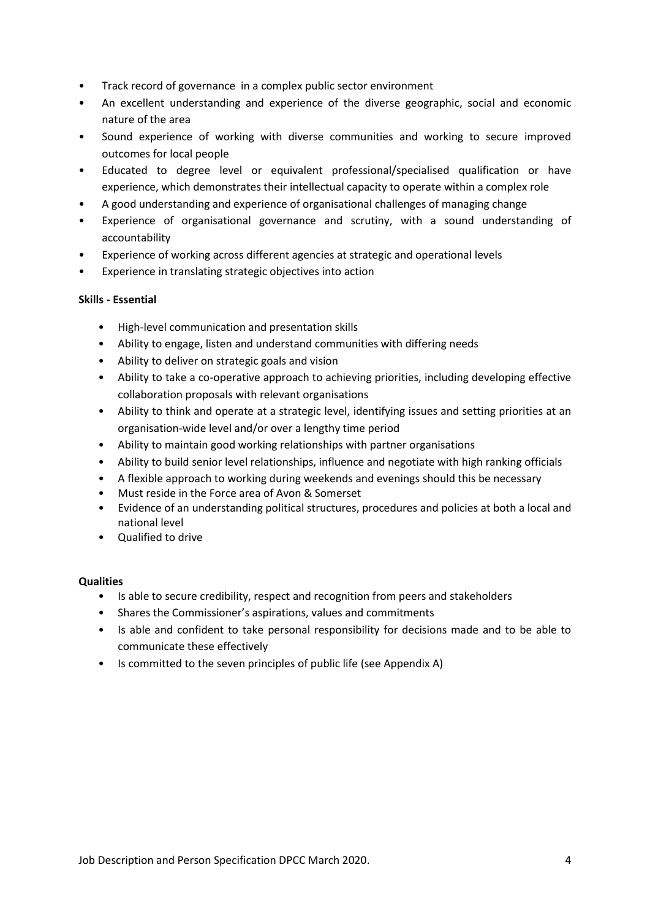- Track record of governance in a complex public sector environment
- An excellent understanding and experience of the diverse geographic, social and economic nature of the area
- Sound experience of working with diverse communities and working to secure improved outcomes for local people
- Educated to degree level or equivalent professional/specialised qualification or have experience, which demonstrates their intellectual capacity to operate within a complex role
- A good understanding and experience of organisational challenges of managing change
- Experience of organisational governance and scrutiny, with a sound understanding of accountability
- Experience of working across different agencies at strategic and operational levels
- Experience in translating strategic objectives into action

**Skills - Essential**

- High-level communication and presentation skills
- Ability to engage, listen and understand communities with differing needs
- Ability to deliver on strategic goals and vision
- Ability to take a co-operative approach to achieving priorities, including developing effective collaboration proposals with relevant organisations
- Ability to think and operate at a strategic level, identifying issues and setting priorities at an organisation-wide level and/or over a lengthy time period
- Ability to maintain good working relationships with partner organisations
- Ability to build senior level relationships, influence and negotiate with high ranking officials
- A flexible approach to working during weekends and evenings should this be necessary
- Must reside in the Force area of Avon & Somerset
- Evidence of an understanding political structures, procedures and policies at both a local and national level
- Qualified to drive

**Qualities**

- Is able to secure credibility, respect and recognition from peers and stakeholders
- Shares the Commissioner's aspirations, values and commitments
- Is able and confident to take personal responsibility for decisions made and to be able to communicate these effectively
- Is committed to the seven principles of public life (see Appendix A)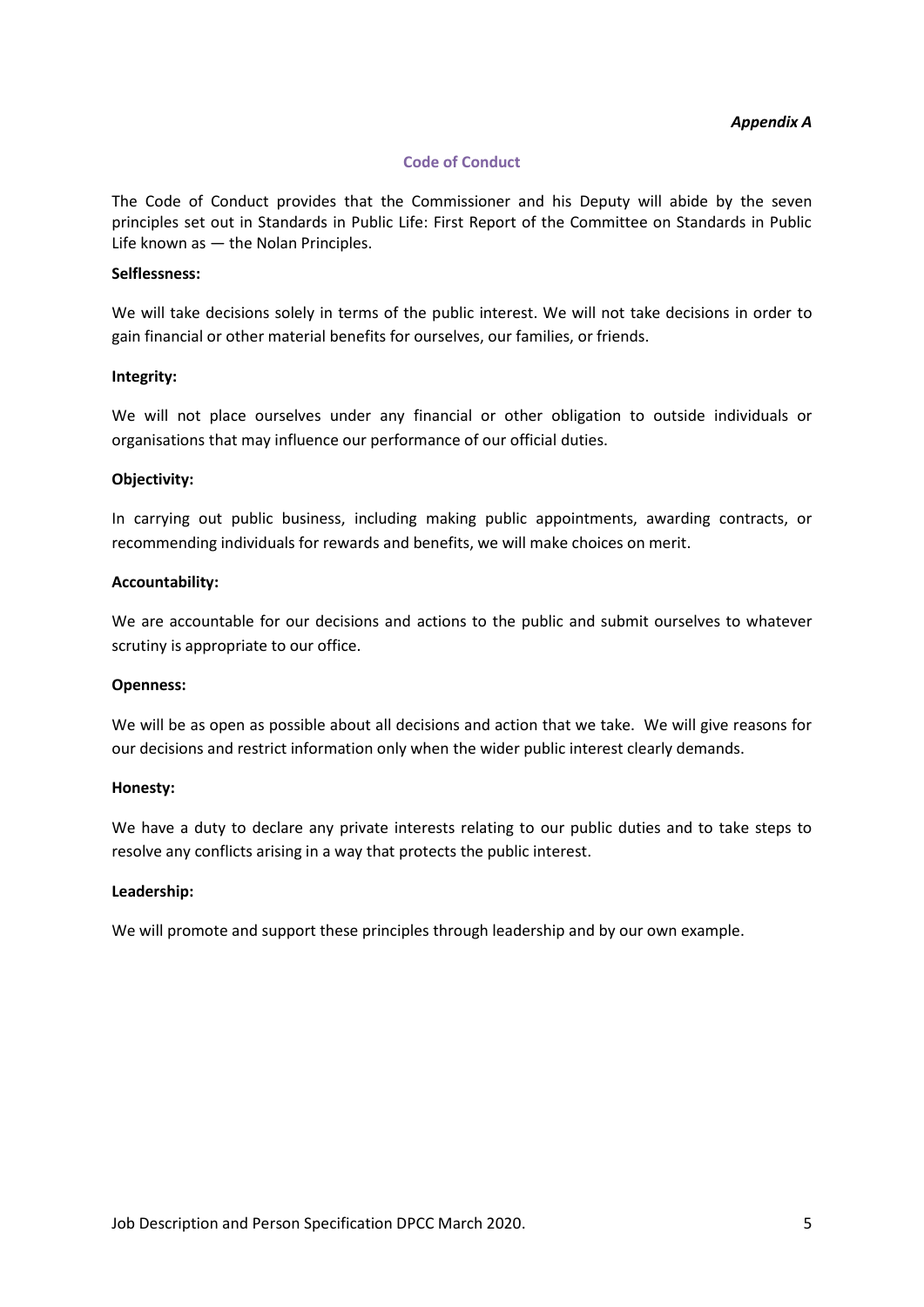*Appendix A*

## Code of Conduct

The Code of Conduct provides that the Commissioner and his Deputy will abide by the seven principles set out in Standards in Public Life: First Report of the Committee on Standards in Public Life known as — the Nolan Principles.

**Selflessness:**

We will take decisions solely in terms of the public interest. We will not take decisions in order to gain financial or other material benefits for ourselves, our families, or friends.

**Integrity:**

We will not place ourselves under any financial or other obligation to outside individuals or organisations that may influence our performance of our official duties.

**Objectivity:**

In carrying out public business, including making public appointments, awarding contracts, or recommending individuals for rewards and benefits, we will make choices on merit.

**Accountability:**

We are accountable for our decisions and actions to the public and submit ourselves to whatever scrutiny is appropriate to our office.

**Openness:**

We will be as open as possible about all decisions and action that we take. We will give reasons for our decisions and restrict information only when the wider public interest clearly demands.

**Honesty:**

We have a duty to declare any private interests relating to our public duties and to take steps to resolve any conflicts arising in a way that protects the public interest.

**Leadership:**

We will promote and support these principles through leadership and by our own example.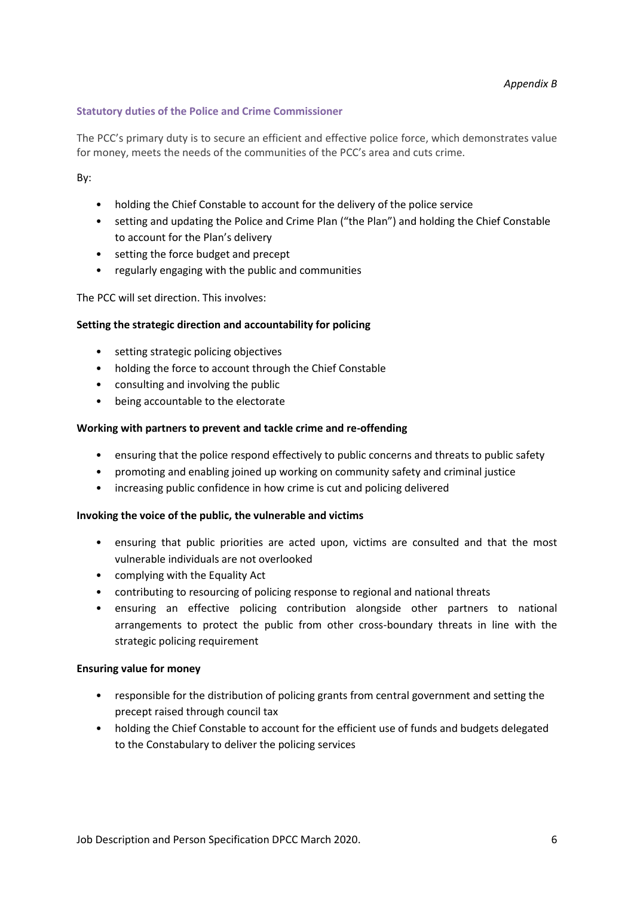*Appendix B*

## Statutory duties of the Police and Crime Commissioner

The PCC's primary duty is to secure an efficient and effective police force, which demonstrates value for money, meets the needs of the communities of the PCC's area and cuts crime.

By:

- holding the Chief Constable to account for the delivery of the police service
- setting and updating the Police and Crime Plan ("the Plan") and holding the Chief Constable to account for the Plan's delivery
- setting the force budget and precept
- regularly engaging with the public and communities

The PCC will set direction. This involves:

### Setting the strategic direction and accountability for policing

- setting strategic policing objectives
- holding the force to account through the Chief Constable
- consulting and involving the public
- being accountable to the electorate

### Working with partners to prevent and tackle crime and re-offending

- ensuring that the police respond effectively to public concerns and threats to public safety
- promoting and enabling joined up working on community safety and criminal justice
- increasing public confidence in how crime is cut and policing delivered

### Invoking the voice of the public, the vulnerable and victims

- ensuring that public priorities are acted upon, victims are consulted and that the most vulnerable individuals are not overlooked
- complying with the Equality Act
- contributing to resourcing of policing response to regional and national threats
- ensuring an effective policing contribution alongside other partners to national arrangements to protect the public from other cross-boundary threats in line with the strategic policing requirement

### Ensuring value for money

- responsible for the distribution of policing grants from central government and setting the precept raised through council tax
- holding the Chief Constable to account for the efficient use of funds and budgets delegated to the Constabulary to deliver the policing services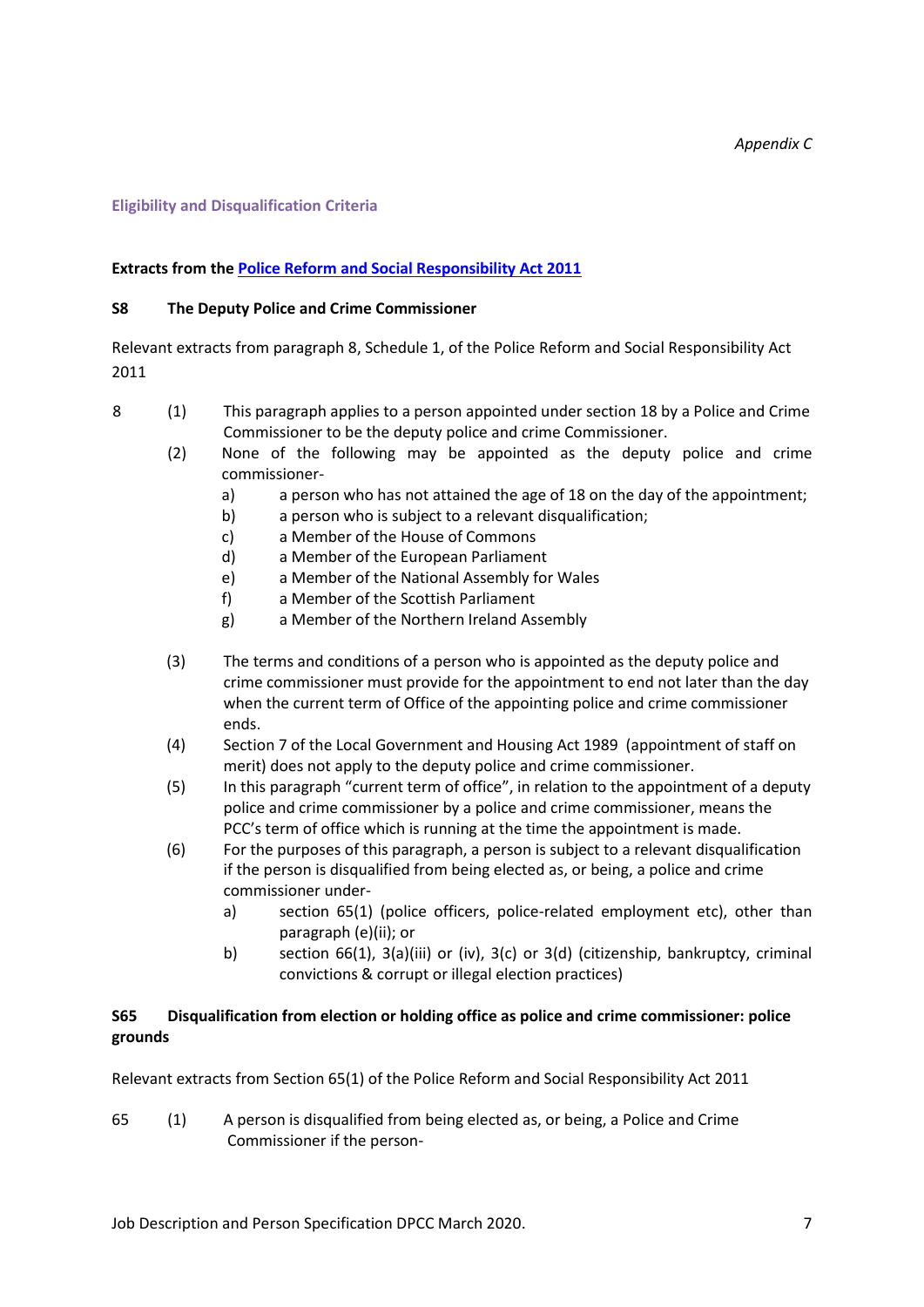*Appendix C*

### Eligibility and Disqualification Criteria

**Extracts from the [Police Reform and Social Responsibility Act 2011](#)**

**S8 The Deputy Police and Crime Commissioner**

Relevant extracts from paragraph 8, Schedule 1, of the Police Reform and Social Responsibility Act 2011

8 (1) This paragraph applies to a person appointed under section 18 by a Police and Crime Commissioner to be the deputy police and crime Commissioner.

(2) None of the following may be appointed as the deputy police and crime commissioner-

- a) a person who has not attained the age of 18 on the day of the appointment;
- b) a person who is subject to a relevant disqualification;
- c) a Member of the House of Commons
- d) a Member of the European Parliament
- e) a Member of the National Assembly for Wales
- f) a Member of the Scottish Parliament
- g) a Member of the Northern Ireland Assembly

(3) The terms and conditions of a person who is appointed as the deputy police and crime commissioner must provide for the appointment to end not later than the day when the current term of Office of the appointing police and crime commissioner ends.

(4) Section 7 of the Local Government and Housing Act 1989 (appointment of staff on merit) does not apply to the deputy police and crime commissioner.

(5) In this paragraph "current term of office", in relation to the appointment of a deputy police and crime commissioner by a police and crime commissioner, means the PCC's term of office which is running at the time the appointment is made.

(6) For the purposes of this paragraph, a person is subject to a relevant disqualification if the person is disqualified from being elected as, or being, a police and crime commissioner under-

- a) section 65(1) (police officers, police-related employment etc), other than paragraph (e)(ii); or
- b) section 66(1), 3(a)(iii) or (iv), 3(c) or 3(d) (citizenship, bankruptcy, criminal convictions & corrupt or illegal election practices)

**S65 Disqualification from election or holding office as police and crime commissioner: police grounds**

Relevant extracts from Section 65(1) of the Police Reform and Social Responsibility Act 2011

65 (1) A person is disqualified from being elected as, or being, a Police and Crime Commissioner if the person-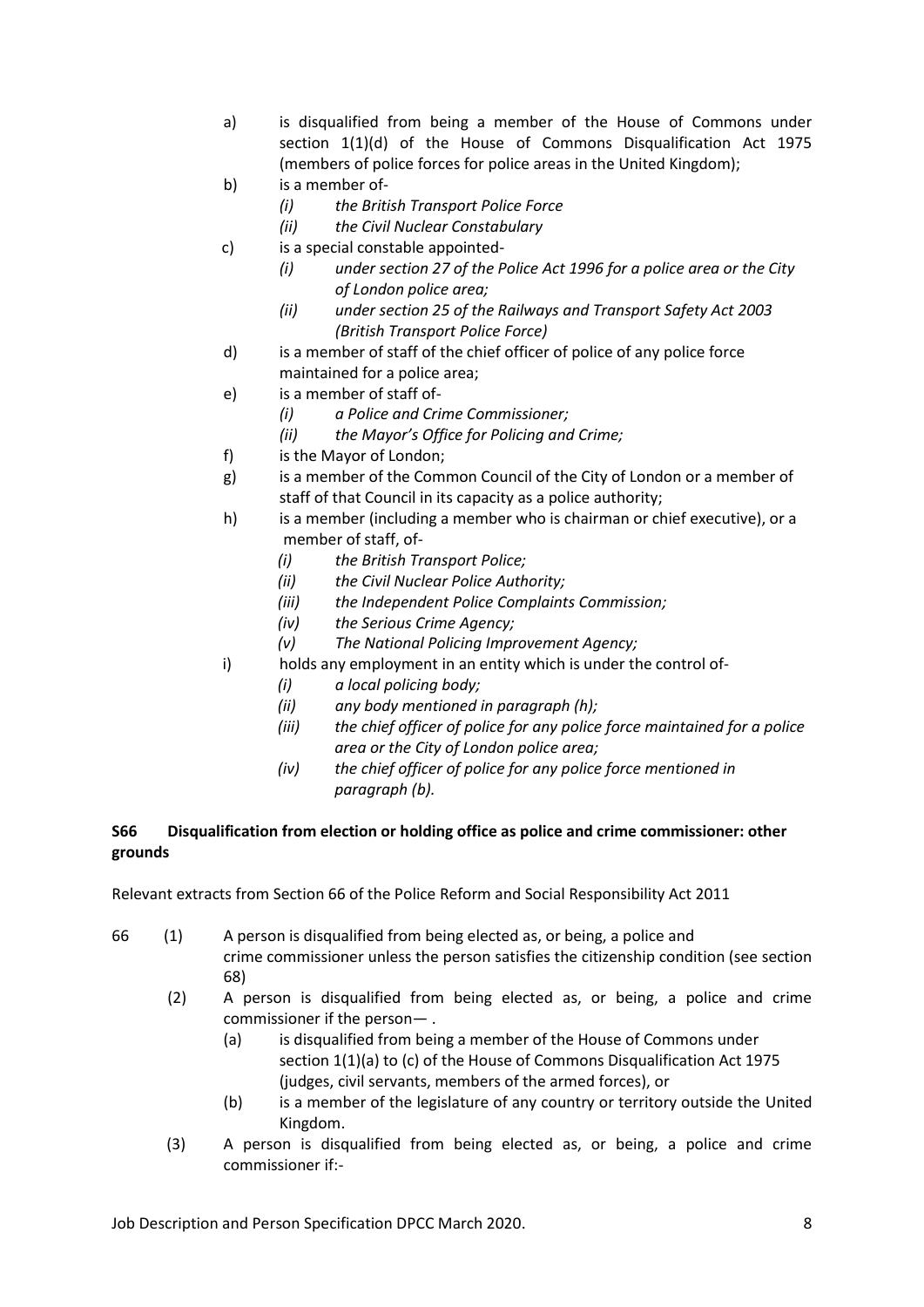a) is disqualified from being a member of the House of Commons under section 1(1)(d) of the House of Commons Disqualification Act 1975 (members of police forces for police areas in the United Kingdom);

b) is a member of-
   - *(i) the British Transport Police Force*
   - *(ii) the Civil Nuclear Constabulary*

c) is a special constable appointed-
   - *(i) under section 27 of the Police Act 1996 for a police area or the City of London police area;*
   - *(ii) under section 25 of the Railways and Transport Safety Act 2003 (British Transport Police Force)*

d) is a member of staff of the chief officer of police of any police force maintained for a police area;

e) is a member of staff of-
   - *(i) a Police and Crime Commissioner;*
   - *(ii) the Mayor's Office for Policing and Crime;*

f) is the Mayor of London;

g) is a member of the Common Council of the City of London or a member of staff of that Council in its capacity as a police authority;

h) is a member (including a member who is chairman or chief executive), or a member of staff, of-
   - *(i) the British Transport Police;*
   - *(ii) the Civil Nuclear Police Authority;*
   - *(iii) the Independent Police Complaints Commission;*
   - *(iv) the Serious Crime Agency;*
   - *(v) The National Policing Improvement Agency;*

i) holds any employment in an entity which is under the control of-
   - *(i) a local policing body;*
   - *(ii) any body mentioned in paragraph (h);*
   - *(iii) the chief officer of police for any police force maintained for a police area or the City of London police area;*
   - *(iv) the chief officer of police for any police force mentioned in paragraph (b).*

**S66 Disqualification from election or holding office as police and crime commissioner: other grounds**

Relevant extracts from Section 66 of the Police Reform and Social Responsibility Act 2011

66 (1) A person is disqualified from being elected as, or being, a police and crime commissioner unless the person satisfies the citizenship condition (see section 68)

(2) A person is disqualified from being elected as, or being, a police and crime commissioner if the person— .

   (a) is disqualified from being a member of the House of Commons under section 1(1)(a) to (c) of the House of Commons Disqualification Act 1975 (judges, civil servants, members of the armed forces), or

   (b) is a member of the legislature of any country or territory outside the United Kingdom.

(3) A person is disqualified from being elected as, or being, a police and crime commissioner if:-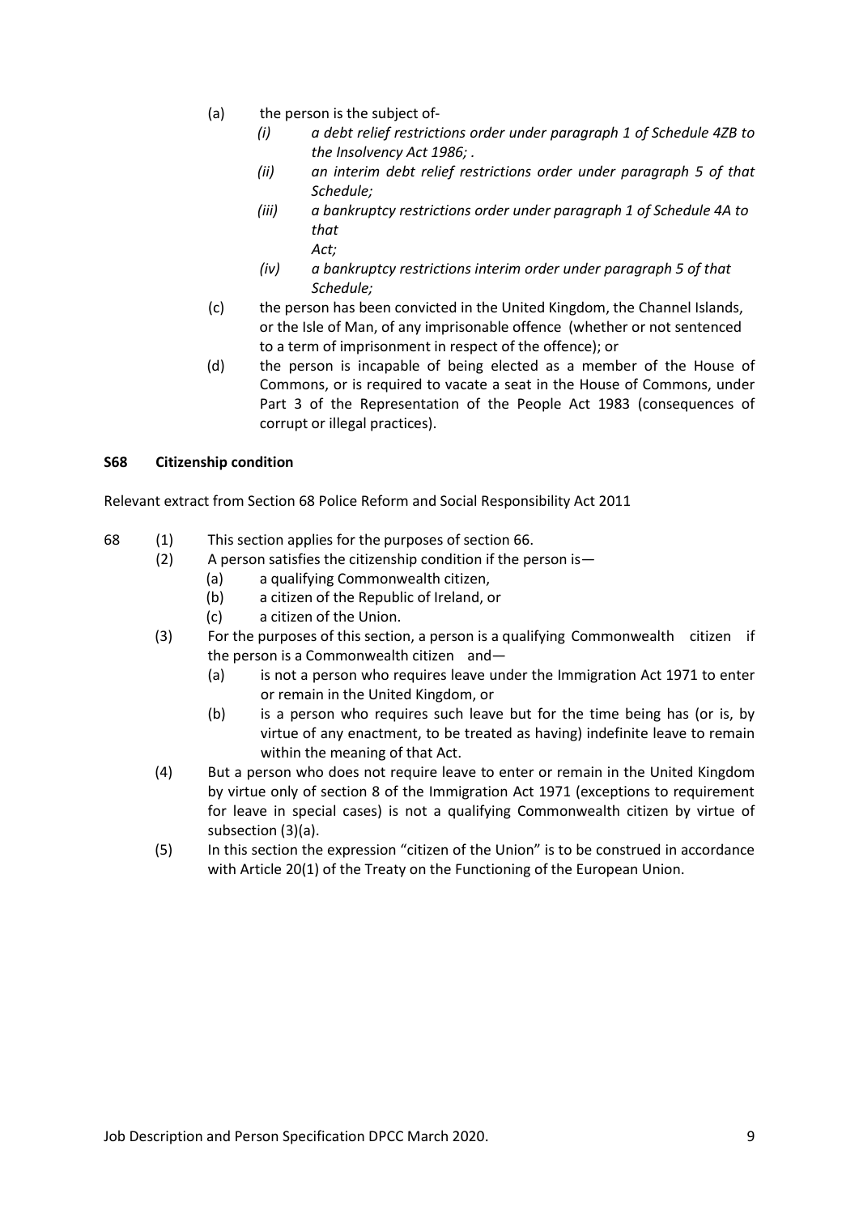(a) the person is the subject of-

*(i) a debt relief restrictions order under paragraph 1 of Schedule 4ZB to the Insolvency Act 1986; .*

*(ii) an interim debt relief restrictions order under paragraph 5 of that Schedule;*

*(iii) a bankruptcy restrictions order under paragraph 1 of Schedule 4A to that Act;*

*(iv) a bankruptcy restrictions interim order under paragraph 5 of that Schedule;*

(c) the person has been convicted in the United Kingdom, the Channel Islands, or the Isle of Man, of any imprisonable offence (whether or not sentenced to a term of imprisonment in respect of the offence); or

(d) the person is incapable of being elected as a member of the House of Commons, or is required to vacate a seat in the House of Commons, under Part 3 of the Representation of the People Act 1983 (consequences of corrupt or illegal practices).

**S68 Citizenship condition**

Relevant extract from Section 68 Police Reform and Social Responsibility Act 2011

68 (1) This section applies for the purposes of section 66.

(2) A person satisfies the citizenship condition if the person is—

(a) a qualifying Commonwealth citizen,

(b) a citizen of the Republic of Ireland, or

(c) a citizen of the Union.

(3) For the purposes of this section, a person is a qualifying Commonwealth citizen if the person is a Commonwealth citizen and—

(a) is not a person who requires leave under the Immigration Act 1971 to enter or remain in the United Kingdom, or

(b) is a person who requires such leave but for the time being has (or is, by virtue of any enactment, to be treated as having) indefinite leave to remain within the meaning of that Act.

(4) But a person who does not require leave to enter or remain in the United Kingdom by virtue only of section 8 of the Immigration Act 1971 (exceptions to requirement for leave in special cases) is not a qualifying Commonwealth citizen by virtue of subsection (3)(a).

(5) In this section the expression "citizen of the Union" is to be construed in accordance with Article 20(1) of the Treaty on the Functioning of the European Union.